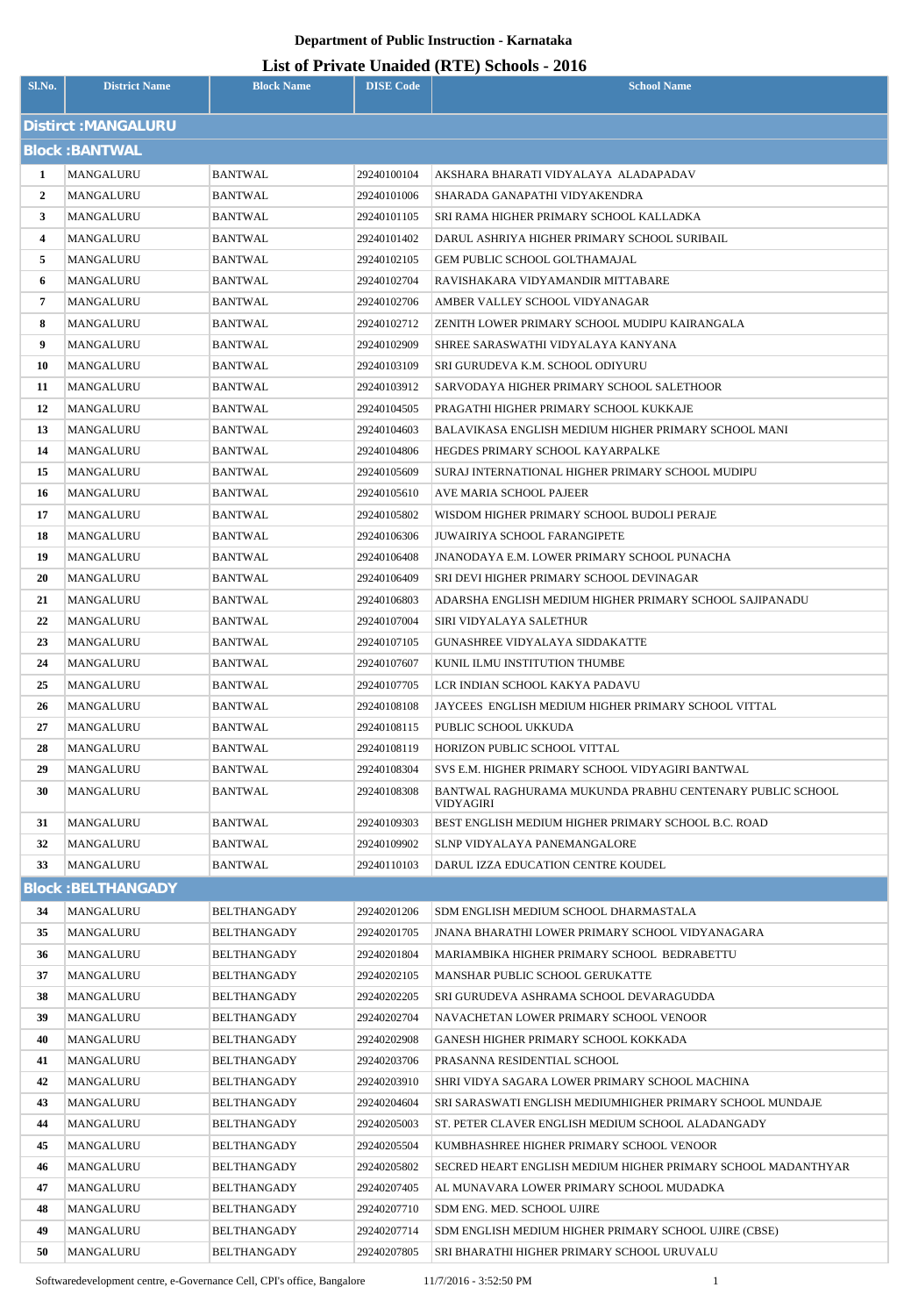# Department of Public Instruction - Karnataka

## List of Private Unaided (RTE) Schools - 2016

| Sl.No. | District Name | Block Name | DISE Code | School Name |
|---|---|---|---|---|
| **Distirct :MANGALURU** | | | | |
| **Block :BANTWAL** | | | | |
| 1 | MANGALURU | BANTWAL | 29240100104 | AKSHARA BHARATI VIDYALAYA ALADAPADAV |
| 2 | MANGALURU | BANTWAL | 29240101006 | SHARADA GANAPATHI VIDYAKENDRA |
| 3 | MANGALURU | BANTWAL | 29240101105 | SRI RAMA HIGHER PRIMARY SCHOOL KALLADKA |
| 4 | MANGALURU | BANTWAL | 29240101402 | DARUL ASHRIYA HIGHER PRIMARY SCHOOL SURIBAIL |
| 5 | MANGALURU | BANTWAL | 29240102105 | GEM PUBLIC SCHOOL GOLTHAMAJAL |
| 6 | MANGALURU | BANTWAL | 29240102704 | RAVISHAKARA VIDYAMANDIR MITTABARE |
| 7 | MANGALURU | BANTWAL | 29240102706 | AMBER VALLEY SCHOOL VIDYANAGAR |
| 8 | MANGALURU | BANTWAL | 29240102712 | ZENITH LOWER PRIMARY SCHOOL MUDIPU KAIRANGALA |
| 9 | MANGALURU | BANTWAL | 29240102909 | SHREE SARASWATHI VIDYALAYA KANYANA |
| 10 | MANGALURU | BANTWAL | 29240103109 | SRI GURUDEVA K.M. SCHOOL ODIYURU |
| 11 | MANGALURU | BANTWAL | 29240103912 | SARVODAYA HIGHER PRIMARY SCHOOL SALETHOOR |
| 12 | MANGALURU | BANTWAL | 29240104505 | PRAGATHI HIGHER PRIMARY SCHOOL KUKKAJE |
| 13 | MANGALURU | BANTWAL | 29240104603 | BALAVIKASA ENGLISH MEDIUM HIGHER PRIMARY SCHOOL MANI |
| 14 | MANGALURU | BANTWAL | 29240104806 | HEGDES PRIMARY SCHOOL KAYARPALKE |
| 15 | MANGALURU | BANTWAL | 29240105609 | SURAJ INTERNATIONAL HIGHER PRIMARY SCHOOL MUDIPU |
| 16 | MANGALURU | BANTWAL | 29240105610 | AVE MARIA SCHOOL PAJEER |
| 17 | MANGALURU | BANTWAL | 29240105802 | WISDOM HIGHER PRIMARY SCHOOL BUDOLI PERAJE |
| 18 | MANGALURU | BANTWAL | 29240106306 | JUWAIRIYA SCHOOL FARANGIPETE |
| 19 | MANGALURU | BANTWAL | 29240106408 | JNANODAYA E.M. LOWER PRIMARY SCHOOL PUNACHA |
| 20 | MANGALURU | BANTWAL | 29240106409 | SRI DEVI HIGHER PRIMARY SCHOOL DEVINAGAR |
| 21 | MANGALURU | BANTWAL | 29240106803 | ADARSHA ENGLISH MEDIUM HIGHER PRIMARY SCHOOL SAJIPANADU |
| 22 | MANGALURU | BANTWAL | 29240107004 | SIRI VIDYALAYA SALETHUR |
| 23 | MANGALURU | BANTWAL | 29240107105 | GUNASHREE VIDYALAYA SIDDAKATTE |
| 24 | MANGALURU | BANTWAL | 29240107607 | KUNIL ILMU INSTITUTION THUMBE |
| 25 | MANGALURU | BANTWAL | 29240107705 | LCR INDIAN SCHOOL KAKYA PADAVU |
| 26 | MANGALURU | BANTWAL | 29240108108 | JAYCEES ENGLISH MEDIUM HIGHER PRIMARY SCHOOL VITTAL |
| 27 | MANGALURU | BANTWAL | 29240108115 | PUBLIC SCHOOL UKKUDA |
| 28 | MANGALURU | BANTWAL | 29240108119 | HORIZON PUBLIC SCHOOL VITTAL |
| 29 | MANGALURU | BANTWAL | 29240108304 | SVS E.M. HIGHER PRIMARY SCHOOL VIDYAGIRI BANTWAL |
| 30 | MANGALURU | BANTWAL | 29240108308 | BANTWAL RAGHURAMA MUKUNDA PRABHU CENTENARY PUBLIC SCHOOL VIDYAGIRI |
| 31 | MANGALURU | BANTWAL | 29240109303 | BEST ENGLISH MEDIUM HIGHER PRIMARY SCHOOL B.C. ROAD |
| 32 | MANGALURU | BANTWAL | 29240109902 | SLNP VIDYALAYA PANEMANGALORE |
| 33 | MANGALURU | BANTWAL | 29240110103 | DARUL IZZA EDUCATION CENTRE KOUDEL |
| **Block :BELTHANGADY** | | | | |
| 34 | MANGALURU | BELTHANGADY | 29240201206 | SDM ENGLISH MEDIUM SCHOOL DHARMASTALA |
| 35 | MANGALURU | BELTHANGADY | 29240201705 | JNANA BHARATHI LOWER PRIMARY SCHOOL VIDYANAGARA |
| 36 | MANGALURU | BELTHANGADY | 29240201804 | MARIAMBIKA HIGHER PRIMARY SCHOOL BEDRABETTU |
| 37 | MANGALURU | BELTHANGADY | 29240202105 | MANSHAR PUBLIC SCHOOL GERUKATTE |
| 38 | MANGALURU | BELTHANGADY | 29240202205 | SRI GURUDEVA ASHRAMA SCHOOL DEVARAGUDDA |
| 39 | MANGALURU | BELTHANGADY | 29240202704 | NAVACHETAN LOWER PRIMARY SCHOOL VENOOR |
| 40 | MANGALURU | BELTHANGADY | 29240202908 | GANESH HIGHER PRIMARY SCHOOL KOKKADA |
| 41 | MANGALURU | BELTHANGADY | 29240203706 | PRASANNA RESIDENTIAL SCHOOL |
| 42 | MANGALURU | BELTHANGADY | 29240203910 | SHRI VIDYA SAGARA LOWER PRIMARY SCHOOL MACHINA |
| 43 | MANGALURU | BELTHANGADY | 29240204604 | SRI SARASWATI ENGLISH MEDIUMHIGHER PRIMARY SCHOOL MUNDAJE |
| 44 | MANGALURU | BELTHANGADY | 29240205003 | ST. PETER CLAVER ENGLISH MEDIUM SCHOOL ALADANGADY |
| 45 | MANGALURU | BELTHANGADY | 29240205504 | KUMBHASHREE HIGHER PRIMARY SCHOOL VENOOR |
| 46 | MANGALURU | BELTHANGADY | 29240205802 | SECRED HEART ENGLISH MEDIUM HIGHER PRIMARY SCHOOL MADANTHYAR |
| 47 | MANGALURU | BELTHANGADY | 29240207405 | AL MUNAVARA LOWER PRIMARY SCHOOL MUDADKA |
| 48 | MANGALURU | BELTHANGADY | 29240207710 | SDM ENG. MED. SCHOOL UJIRE |
| 49 | MANGALURU | BELTHANGADY | 29240207714 | SDM ENGLISH MEDIUM HIGHER PRIMARY SCHOOL UJIRE (CBSE) |
| 50 | MANGALURU | BELTHANGADY | 29240207805 | SRI BHARATHI HIGHER PRIMARY SCHOOL URUVALU |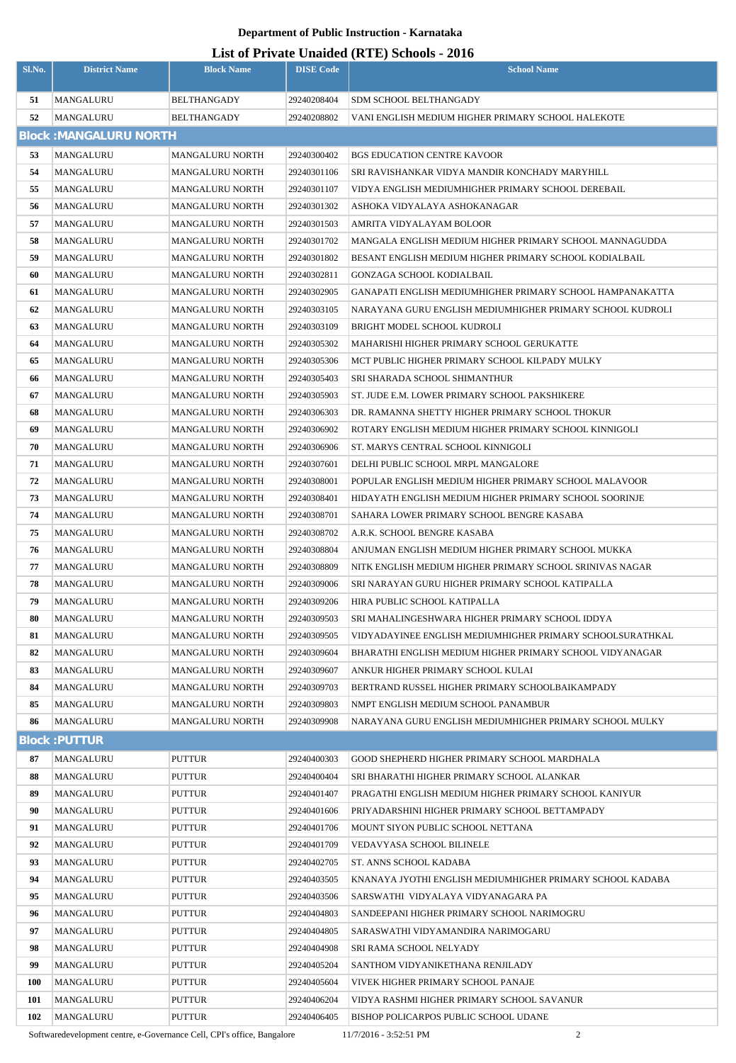**Department of Public Instruction - Karnataka**

**List of Private Unaided (RTE) Schools - 2016**

| Sl.No. | District Name | Block Name | DISE Code | School Name |
|---|---|---|---|---|
| 51 | MANGALURU | BELTHANGADY | 29240208404 | SDM SCHOOL BELTHANGADY |
| 52 | MANGALURU | BELTHANGADY | 29240208802 | VANI ENGLISH MEDIUM HIGHER PRIMARY SCHOOL HALEKOTE |
| **Block :MANGALURU NORTH** | | | | |
| 53 | MANGALURU | MANGALURU NORTH | 29240300402 | BGS EDUCATION CENTRE KAVOOR |
| 54 | MANGALURU | MANGALURU NORTH | 29240301106 | SRI RAVISHANKAR VIDYA MANDIR KONCHADY MARYHILL |
| 55 | MANGALURU | MANGALURU NORTH | 29240301107 | VIDYA ENGLISH MEDIUMHIGHER PRIMARY SCHOOL DEREBAIL |
| 56 | MANGALURU | MANGALURU NORTH | 29240301302 | ASHOKA VIDYALAYA ASHOKANAGAR |
| 57 | MANGALURU | MANGALURU NORTH | 29240301503 | AMRITA VIDYALAYAM BOLOOR |
| 58 | MANGALURU | MANGALURU NORTH | 29240301702 | MANGALA ENGLISH MEDIUM HIGHER PRIMARY SCHOOL MANNAGUDDA |
| 59 | MANGALURU | MANGALURU NORTH | 29240301802 | BESANT ENGLISH MEDIUM HIGHER PRIMARY SCHOOL KODIALBAIL |
| 60 | MANGALURU | MANGALURU NORTH | 29240302811 | GONZAGA SCHOOL KODIALBAIL |
| 61 | MANGALURU | MANGALURU NORTH | 29240302905 | GANAPATI ENGLISH MEDIUMHIGHER PRIMARY SCHOOL HAMPANAKATTA |
| 62 | MANGALURU | MANGALURU NORTH | 29240303105 | NARAYANA GURU ENGLISH MEDIUMHIGHER PRIMARY SCHOOL KUDROLI |
| 63 | MANGALURU | MANGALURU NORTH | 29240303109 | BRIGHT MODEL SCHOOL KUDROLI |
| 64 | MANGALURU | MANGALURU NORTH | 29240305302 | MAHARISHI HIGHER PRIMARY SCHOOL GERUKATTE |
| 65 | MANGALURU | MANGALURU NORTH | 29240305306 | MCT PUBLIC HIGHER PRIMARY SCHOOL KILPADY MULKY |
| 66 | MANGALURU | MANGALURU NORTH | 29240305403 | SRI SHARADA SCHOOL SHIMANTHUR |
| 67 | MANGALURU | MANGALURU NORTH | 29240305903 | ST. JUDE E.M. LOWER PRIMARY SCHOOL PAKSHIKERE |
| 68 | MANGALURU | MANGALURU NORTH | 29240306303 | DR. RAMANNA SHETTY HIGHER PRIMARY SCHOOL THOKUR |
| 69 | MANGALURU | MANGALURU NORTH | 29240306902 | ROTARY ENGLISH MEDIUM HIGHER PRIMARY SCHOOL KINNIGOLI |
| 70 | MANGALURU | MANGALURU NORTH | 29240306906 | ST. MARYS CENTRAL SCHOOL KINNIGOLI |
| 71 | MANGALURU | MANGALURU NORTH | 29240307601 | DELHI PUBLIC SCHOOL MRPL MANGALORE |
| 72 | MANGALURU | MANGALURU NORTH | 29240308001 | POPULAR ENGLISH MEDIUM HIGHER PRIMARY SCHOOL MALAVOOR |
| 73 | MANGALURU | MANGALURU NORTH | 29240308401 | HIDAYATH ENGLISH MEDIUM HIGHER PRIMARY SCHOOL SOORINJE |
| 74 | MANGALURU | MANGALURU NORTH | 29240308701 | SAHARA LOWER PRIMARY SCHOOL BENGRE KASABA |
| 75 | MANGALURU | MANGALURU NORTH | 29240308702 | A.R.K. SCHOOL BENGRE KASABA |
| 76 | MANGALURU | MANGALURU NORTH | 29240308804 | ANJUMAN ENGLISH MEDIUM HIGHER PRIMARY SCHOOL MUKKA |
| 77 | MANGALURU | MANGALURU NORTH | 29240308809 | NITK ENGLISH MEDIUM HIGHER PRIMARY SCHOOL SRINIVAS NAGAR |
| 78 | MANGALURU | MANGALURU NORTH | 29240309006 | SRI NARAYAN GURU HIGHER PRIMARY SCHOOL KATIPALLA |
| 79 | MANGALURU | MANGALURU NORTH | 29240309206 | HIRA PUBLIC SCHOOL KATIPALLA |
| 80 | MANGALURU | MANGALURU NORTH | 29240309503 | SRI MAHALINGESHWARA HIGHER PRIMARY SCHOOL IDDYA |
| 81 | MANGALURU | MANGALURU NORTH | 29240309505 | VIDYADAYINEE ENGLISH MEDIUMHIGHER PRIMARY SCHOOLSURATHKAL |
| 82 | MANGALURU | MANGALURU NORTH | 29240309604 | BHARATHI ENGLISH MEDIUM HIGHER PRIMARY SCHOOL VIDYANAGAR |
| 83 | MANGALURU | MANGALURU NORTH | 29240309607 | ANKUR HIGHER PRIMARY SCHOOL KULAI |
| 84 | MANGALURU | MANGALURU NORTH | 29240309703 | BERTRAND RUSSEL HIGHER PRIMARY SCHOOLBAIKAMPADY |
| 85 | MANGALURU | MANGALURU NORTH | 29240309803 | NMPT ENGLISH MEDIUM SCHOOL PANAMBUR |
| 86 | MANGALURU | MANGALURU NORTH | 29240309908 | NARAYANA GURU ENGLISH MEDIUMHIGHER PRIMARY SCHOOL MULKY |
| **Block :PUTTUR** | | | | |
| 87 | MANGALURU | PUTTUR | 29240400303 | GOOD SHEPHERD HIGHER PRIMARY SCHOOL MARDHALA |
| 88 | MANGALURU | PUTTUR | 29240400404 | SRI BHARATHI HIGHER PRIMARY SCHOOL ALANKAR |
| 89 | MANGALURU | PUTTUR | 29240401407 | PRAGATHI ENGLISH MEDIUM HIGHER PRIMARY SCHOOL KANIYUR |
| 90 | MANGALURU | PUTTUR | 29240401606 | PRIYADARSHINI HIGHER PRIMARY SCHOOL BETTAMPADY |
| 91 | MANGALURU | PUTTUR | 29240401706 | MOUNT SIYON PUBLIC SCHOOL NETTANA |
| 92 | MANGALURU | PUTTUR | 29240401709 | VEDAVYASA SCHOOL BILINELE |
| 93 | MANGALURU | PUTTUR | 29240402705 | ST. ANNS SCHOOL KADABA |
| 94 | MANGALURU | PUTTUR | 29240403505 | KNANAYA JYOTHI ENGLISH MEDIUMHIGHER PRIMARY SCHOOL KADABA |
| 95 | MANGALURU | PUTTUR | 29240403506 | SARSWATHI VIDYALAYA VIDYANAGARA PA |
| 96 | MANGALURU | PUTTUR | 29240404803 | SANDEEPANI HIGHER PRIMARY SCHOOL NARIMOGRU |
| 97 | MANGALURU | PUTTUR | 29240404805 | SARASWATHI VIDYAMANDIRA NARIMOGARU |
| 98 | MANGALURU | PUTTUR | 29240404908 | SRI RAMA SCHOOL NELYADY |
| 99 | MANGALURU | PUTTUR | 29240405204 | SANTHOM VIDYANIKETHANA RENJILADY |
| 100 | MANGALURU | PUTTUR | 29240405604 | VIVEK HIGHER PRIMARY SCHOOL PANAJE |
| 101 | MANGALURU | PUTTUR | 29240406204 | VIDYA RASHMI HIGHER PRIMARY SCHOOL SAVANUR |
| 102 | MANGALURU | PUTTUR | 29240406405 | BISHOP POLICARPOS PUBLIC SCHOOL UDANE |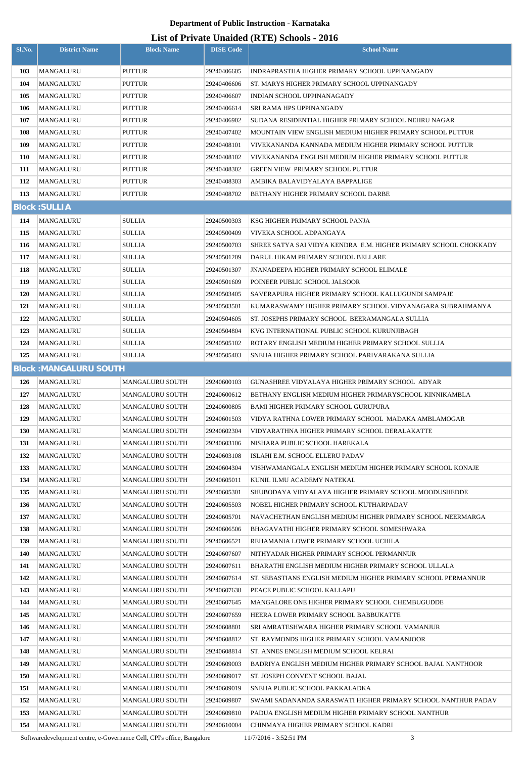**Department of Public Instruction - Karnataka**

**List of Private Unaided (RTE) Schools - 2016**

| Sl.No. | District Name | Block Name | DISE Code | School Name |
|---|---|---|---|---|
| 103 | MANGALURU | PUTTUR | 29240406605 | INDRAPRASTHA HIGHER PRIMARY SCHOOL UPPINANGADY |
| 104 | MANGALURU | PUTTUR | 29240406606 | ST. MARYS HIGHER PRIMARY SCHOOL UPPINANGADY |
| 105 | MANGALURU | PUTTUR | 29240406607 | INDIAN SCHOOL UPPINANAGADY |
| 106 | MANGALURU | PUTTUR | 29240406614 | SRI RAMA HPS UPPINANGADY |
| 107 | MANGALURU | PUTTUR | 29240406902 | SUDANA RESIDENTIAL HIGHER PRIMARY SCHOOL NEHRU NAGAR |
| 108 | MANGALURU | PUTTUR | 29240407402 | MOUNTAIN VIEW ENGLISH MEDIUM HIGHER PRIMARY SCHOOL PUTTUR |
| 109 | MANGALURU | PUTTUR | 29240408101 | VIVEKANANDA KANNADA MEDIUM HIGHER PRIMARY SCHOOL PUTTUR |
| 110 | MANGALURU | PUTTUR | 29240408102 | VIVEKANANDA ENGLISH MEDIUM HIGHER PRIMARY SCHOOL PUTTUR |
| 111 | MANGALURU | PUTTUR | 29240408302 | GREEN VIEW PRIMARY SCHOOL PUTTUR |
| 112 | MANGALURU | PUTTUR | 29240408303 | AMBIKA BALAVIDYALAYA BAPPALIGE |
| 113 | MANGALURU | PUTTUR | 29240408702 | BETHANY HIGHER PRIMARY SCHOOL DARBE |
| **Block :SULLIA** | | | | |
| 114 | MANGALURU | SULLIA | 29240500303 | KSG HIGHER PRIMARY SCHOOL PANJA |
| 115 | MANGALURU | SULLIA | 29240500409 | VIVEKA SCHOOL ADPANGAYA |
| 116 | MANGALURU | SULLIA | 29240500703 | SHREE SATYA SAI VIDYA KENDRA E.M. HIGHER PRIMARY SCHOOL CHOKKADY |
| 117 | MANGALURU | SULLIA | 29240501209 | DARUL HIKAM PRIMARY SCHOOL BELLARE |
| 118 | MANGALURU | SULLIA | 29240501307 | JNANADEEPA HIGHER PRIMARY SCHOOL ELIMALE |
| 119 | MANGALURU | SULLIA | 29240501609 | POINEER PUBLIC SCHOOL JALSOOR |
| 120 | MANGALURU | SULLIA | 29240503405 | SAVERAPURA HIGHER PRIMARY SCHOOL KALLUGUNDI SAMPAJE |
| 121 | MANGALURU | SULLIA | 29240503501 | KUMARASWAMY HIGHER PRIMARY SCHOOL VIDYANAGARA SUBRAHMANYA |
| 122 | MANGALURU | SULLIA | 29240504605 | ST. JOSEPHS PRIMARY SCHOOL BEERAMANGALA SULLIA |
| 123 | MANGALURU | SULLIA | 29240504804 | KVG INTERNATIONAL PUBLIC SCHOOL KURUNJIBAGH |
| 124 | MANGALURU | SULLIA | 29240505102 | ROTARY ENGLISH MEDIUM HIGHER PRIMARY SCHOOL SULLIA |
| 125 | MANGALURU | SULLIA | 29240505403 | SNEHA HIGHER PRIMARY SCHOOL PARIVARAKANA SULLIA |
| **Block :MANGALURU SOUTH** | | | | |
| 126 | MANGALURU | MANGALURU SOUTH | 29240600103 | GUNASHREE VIDYALAYA HIGHER PRIMARY SCHOOL ADYAR |
| 127 | MANGALURU | MANGALURU SOUTH | 29240600612 | BETHANY ENGLISH MEDIUM HIGHER PRIMARYSCHOOL KINNIKAMBLA |
| 128 | MANGALURU | MANGALURU SOUTH | 29240600805 | BAMI HIGHER PRIMARY SCHOOL GURUPURA |
| 129 | MANGALURU | MANGALURU SOUTH | 29240601503 | VIDYA RATHNA LOWER PRIMARY SCHOOL MADAKA AMBLAMOGAR |
| 130 | MANGALURU | MANGALURU SOUTH | 29240602304 | VIDYARATHNA HIGHER PRIMARY SCHOOL DERALAKATTE |
| 131 | MANGALURU | MANGALURU SOUTH | 29240603106 | NISHARA PUBLIC SCHOOL HAREKALA |
| 132 | MANGALURU | MANGALURU SOUTH | 29240603108 | ISLAHI E.M. SCHOOL ELLERU PADAV |
| 133 | MANGALURU | MANGALURU SOUTH | 29240604304 | VISHWAMANGALA ENGLISH MEDIUM HIGHER PRIMARY SCHOOL KONAJE |
| 134 | MANGALURU | MANGALURU SOUTH | 29240605011 | KUNIL ILMU ACADEMY NATEKAL |
| 135 | MANGALURU | MANGALURU SOUTH | 29240605301 | SHUBODAYA VIDYALAYA HIGHER PRIMARY SCHOOL MOODUSHEDDE |
| 136 | MANGALURU | MANGALURU SOUTH | 29240605503 | NOBEL HIGHER PRIMARY SCHOOL KUTHARPADAV |
| 137 | MANGALURU | MANGALURU SOUTH | 29240605701 | NAVACHETHAN ENGLISH MEDIUM HIGHER PRIMARY SCHOOL NEERMARGA |
| 138 | MANGALURU | MANGALURU SOUTH | 29240606506 | BHAGAVATHI HIGHER PRIMARY SCHOOL SOMESHWARA |
| 139 | MANGALURU | MANGALURU SOUTH | 29240606521 | REHAMANIA LOWER PRIMARY SCHOOL UCHILA |
| 140 | MANGALURU | MANGALURU SOUTH | 29240607607 | NITHYADAR HIGHER PRIMARY SCHOOL PERMANNUR |
| 141 | MANGALURU | MANGALURU SOUTH | 29240607611 | BHARATHI ENGLISH MEDIUM HIGHER PRIMARY SCHOOL ULLALA |
| 142 | MANGALURU | MANGALURU SOUTH | 29240607614 | ST. SEBASTIANS ENGLISH MEDIUM HIGHER PRIMARY SCHOOL PERMANNUR |
| 143 | MANGALURU | MANGALURU SOUTH | 29240607638 | PEACE PUBLIC SCHOOL KALLAPU |
| 144 | MANGALURU | MANGALURU SOUTH | 29240607645 | MANGALORE ONE HIGHER PRIMARY SCHOOL CHEMBUGUDDE |
| 145 | MANGALURU | MANGALURU SOUTH | 29240607659 | HEERA LOWER PRIMARY SCHOOL BABBUKATTE |
| 146 | MANGALURU | MANGALURU SOUTH | 29240608801 | SRI AMRATESHWARA HIGHER PRIMARY SCHOOL VAMANJUR |
| 147 | MANGALURU | MANGALURU SOUTH | 29240608812 | ST. RAYMONDS HIGHER PRIMARY SCHOOL VAMANJOOR |
| 148 | MANGALURU | MANGALURU SOUTH | 29240608814 | ST. ANNES ENGLISH MEDIUM SCHOOL KELRAI |
| 149 | MANGALURU | MANGALURU SOUTH | 29240609003 | BADRIYA ENGLISH MEDIUM HIGHER PRIMARY SCHOOL BAJAL NANTHOOR |
| 150 | MANGALURU | MANGALURU SOUTH | 29240609017 | ST. JOSEPH CONVENT SCHOOL BAJAL |
| 151 | MANGALURU | MANGALURU SOUTH | 29240609019 | SNEHA PUBLIC SCHOOL PAKKALADKA |
| 152 | MANGALURU | MANGALURU SOUTH | 29240609807 | SWAMI SADANANDA SARASWATI HIGHER PRIMARY SCHOOL NANTHUR PADAV |
| 153 | MANGALURU | MANGALURU SOUTH | 29240609810 | PADUA ENGLISH MEDIUM HIGHER PRIMARY SCHOOL NANTHUR |
| 154 | MANGALURU | MANGALURU SOUTH | 29240610004 | CHINMAYA HIGHER PRIMARY SCHOOL KADRI |

Softwaredevelopment centre, e-Governance Cell, CPI's office, Bangalore 11/7/2016 - 3:52:51 PM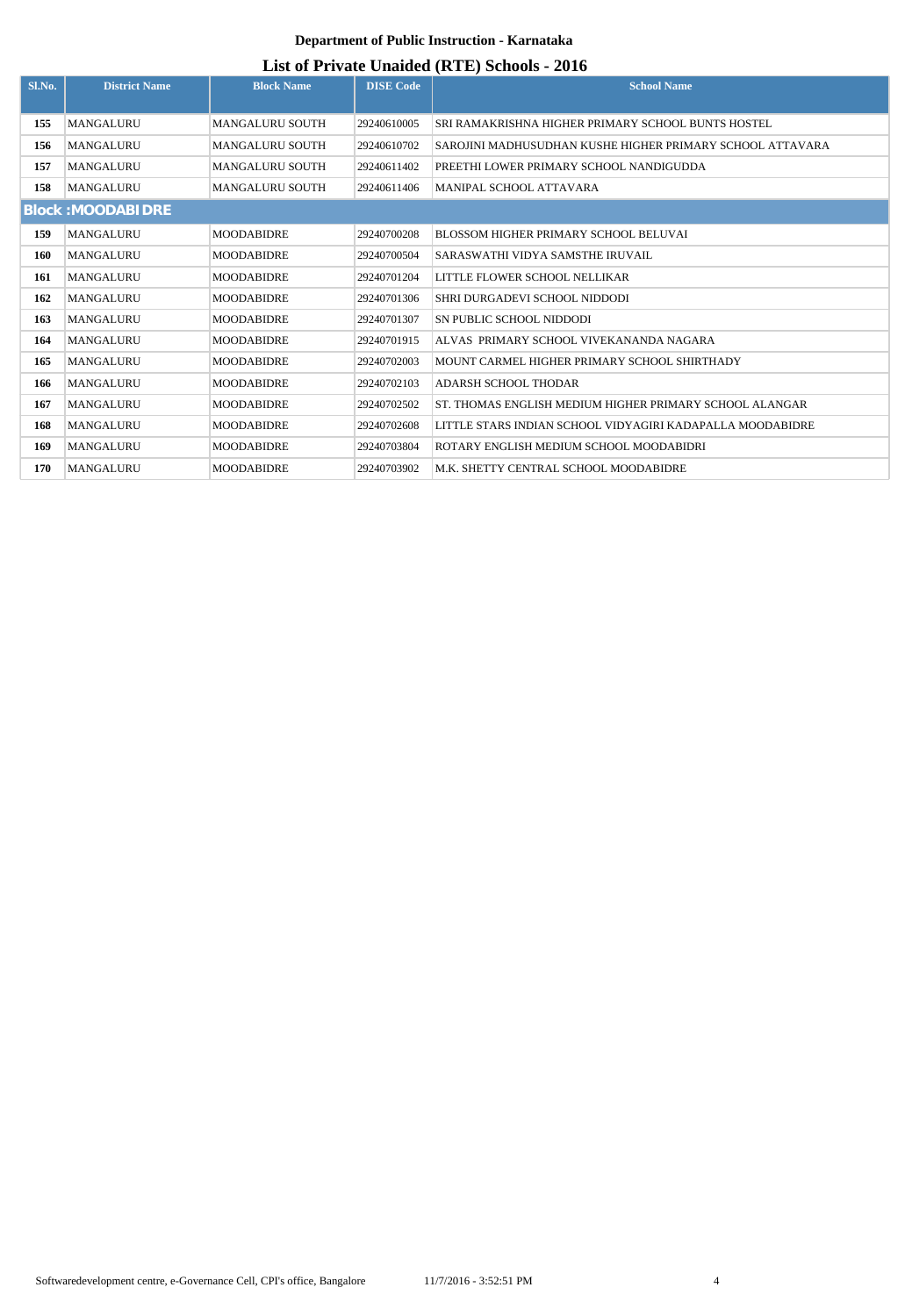Department of Public Instruction - Karnataka

## List of Private Unaided (RTE) Schools - 2016

| Sl.No. | District Name | Block Name | DISE Code | School Name |
|---|---|---|---|---|
| 155 | MANGALURU | MANGALURU SOUTH | 29240610005 | SRI RAMAKRISHNA HIGHER PRIMARY SCHOOL BUNTS HOSTEL |
| 156 | MANGALURU | MANGALURU SOUTH | 29240610702 | SAROJINI MADHUSUDHAN KUSHE HIGHER PRIMARY SCHOOL ATTAVARA |
| 157 | MANGALURU | MANGALURU SOUTH | 29240611402 | PREETHI LOWER PRIMARY SCHOOL NANDIGUDDA |
| 158 | MANGALURU | MANGALURU SOUTH | 29240611406 | MANIPAL SCHOOL ATTAVARA |
| **Block :MOODABIDRE** | | | | |
| 159 | MANGALURU | MOODABIDRE | 29240700208 | BLOSSOM HIGHER PRIMARY SCHOOL BELUVAI |
| 160 | MANGALURU | MOODABIDRE | 29240700504 | SARASWATHI VIDYA SAMSTHE IRUVAIL |
| 161 | MANGALURU | MOODABIDRE | 29240701204 | LITTLE FLOWER SCHOOL NELLIKAR |
| 162 | MANGALURU | MOODABIDRE | 29240701306 | SHRI DURGADEVI SCHOOL NIDDODI |
| 163 | MANGALURU | MOODABIDRE | 29240701307 | SN PUBLIC SCHOOL NIDDODI |
| 164 | MANGALURU | MOODABIDRE | 29240701915 | ALVAS PRIMARY SCHOOL VIVEKANANDA NAGARA |
| 165 | MANGALURU | MOODABIDRE | 29240702003 | MOUNT CARMEL HIGHER PRIMARY SCHOOL SHIRTHADY |
| 166 | MANGALURU | MOODABIDRE | 29240702103 | ADARSH SCHOOL THODAR |
| 167 | MANGALURU | MOODABIDRE | 29240702502 | ST. THOMAS ENGLISH MEDIUM HIGHER PRIMARY SCHOOL ALANGAR |
| 168 | MANGALURU | MOODABIDRE | 29240702608 | LITTLE STARS INDIAN SCHOOL VIDYAGIRI KADAPALLA MOODABIDRE |
| 169 | MANGALURU | MOODABIDRE | 29240703804 | ROTARY ENGLISH MEDIUM SCHOOL MOODABIDRI |
| 170 | MANGALURU | MOODABIDRE | 29240703902 | M.K. SHETTY CENTRAL SCHOOL MOODABIDRE |

Softwaredevelopment centre, e-Governance Cell, CPI's office, Bangalore 11/7/2016 - 3:52:51 PM